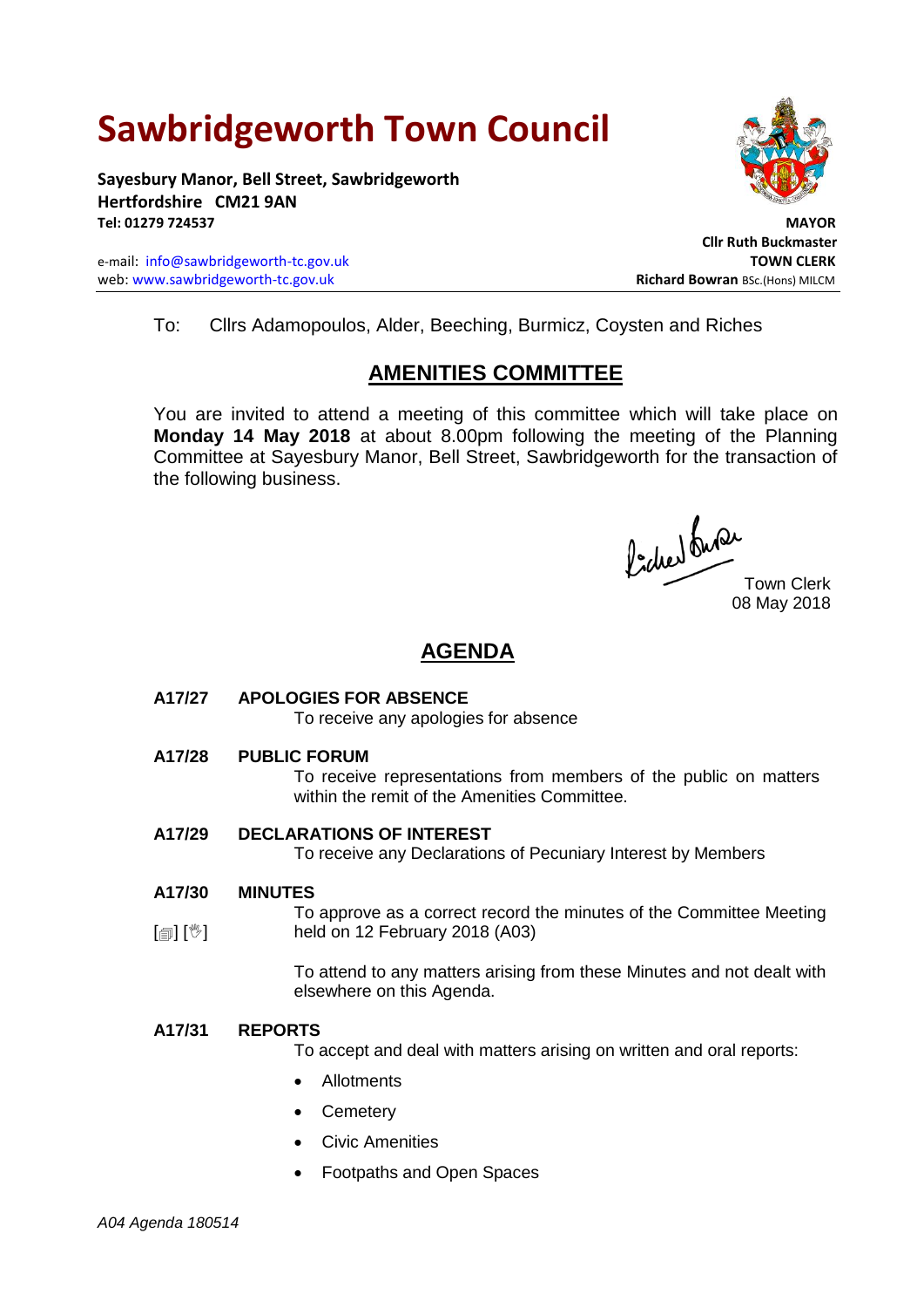# Sawbridgeworth Town Council

**Sayesbury Manor, Bell Street, Sawbridgeworth**
**Hertfordshire CM21 9AN**
**Tel: 01279 724537**

e-mail: info@sawbridgeworth-tc.gov.uk
web: www.sawbridgeworth-tc.gov.uk

**MAYOR**
**Cllr Ruth Buckmaster**
**TOWN CLERK**
**Richard Bowran** BSc.(Hons) MILCM

To: Cllrs Adamopoulos, Alder, Beeching, Burmicz, Coysten and Riches

## AMENITIES COMMITTEE

You are invited to attend a meeting of this committee which will take place on **Monday 14 May 2018** at about 8.00pm following the meeting of the Planning Committee at Sayesbury Manor, Bell Street, Sawbridgeworth for the transaction of the following business.

Town Clerk
08 May 2018

## AGENDA

**A17/27 APOLOGIES FOR ABSENCE**
To receive any apologies for absence

**A17/28 PUBLIC FORUM**
To receive representations from members of the public on matters within the remit of the Amenities Committee.

**A17/29 DECLARATIONS OF INTEREST**
To receive any Declarations of Pecuniary Interest by Members

**A17/30 MINUTES**
[▤] [✋] To approve as a correct record the minutes of the Committee Meeting held on 12 February 2018 (A03)

To attend to any matters arising from these Minutes and not dealt with elsewhere on this Agenda.

**A17/31 REPORTS**
To accept and deal with matters arising on written and oral reports:

- Allotments
- Cemetery
- Civic Amenities
- Footpaths and Open Spaces

*A04 Agenda 180514*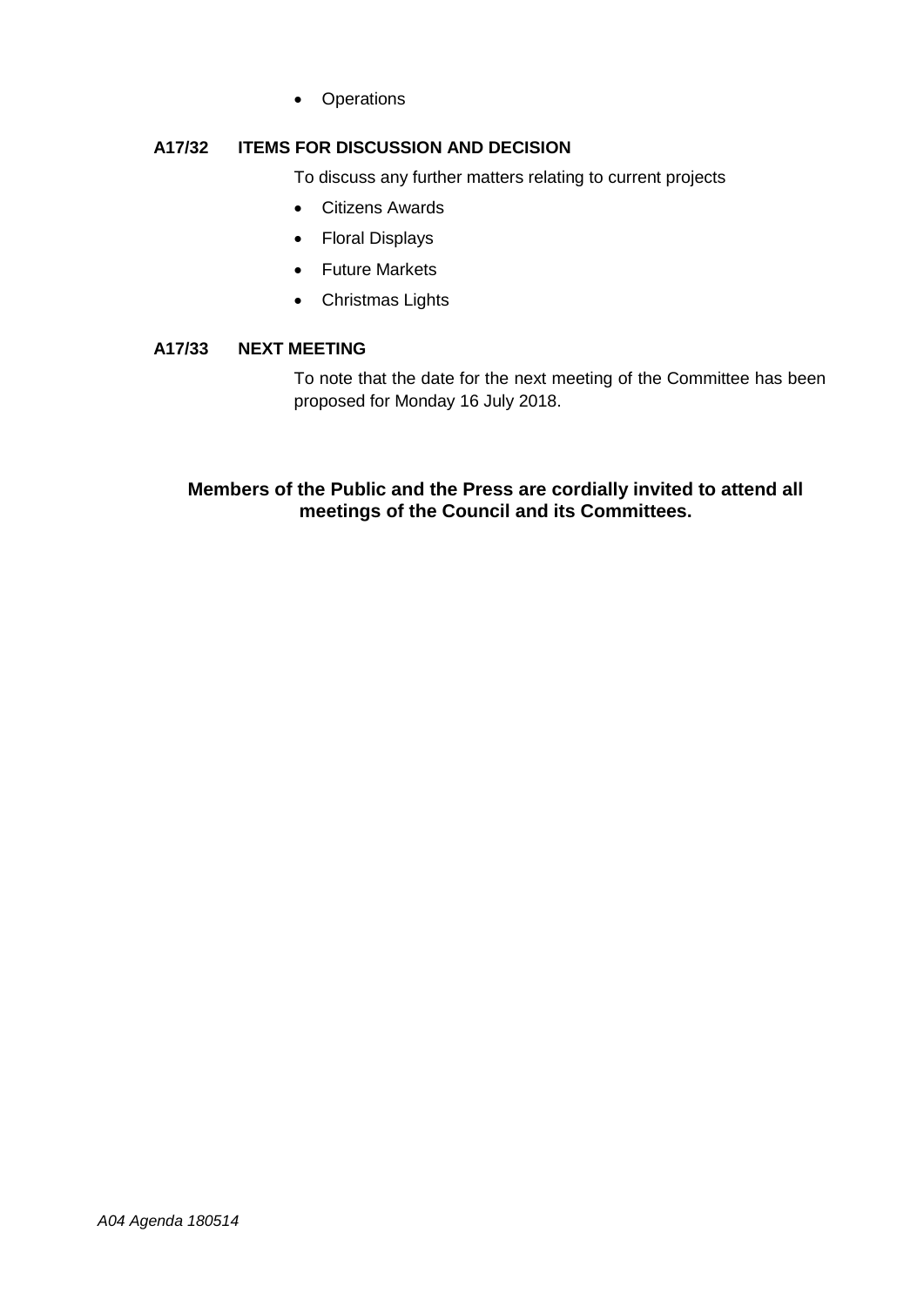- Operations

**A17/32 ITEMS FOR DISCUSSION AND DECISION**

To discuss any further matters relating to current projects

- Citizens Awards
- Floral Displays
- Future Markets
- Christmas Lights

**A17/33 NEXT MEETING**

To note that the date for the next meeting of the Committee has been proposed for Monday 16 July 2018.

**Members of the Public and the Press are cordially invited to attend all meetings of the Council and its Committees.**